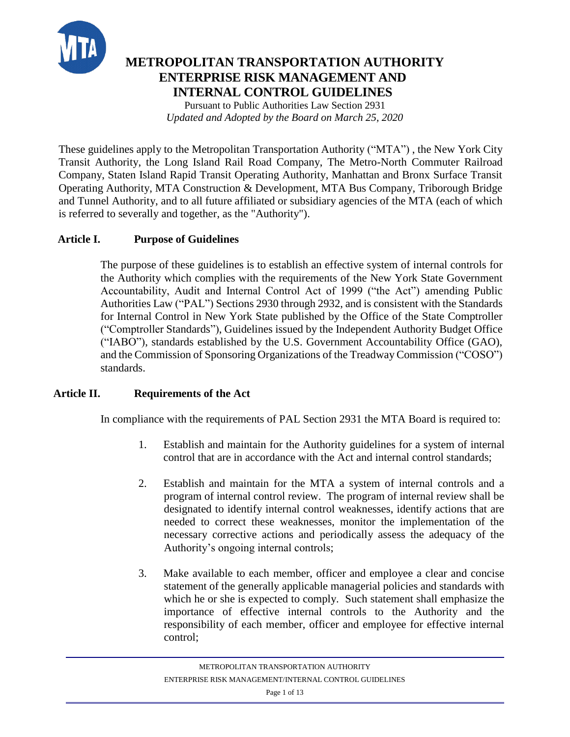# METROPOLITAN TRANSPORTATION AUTHORITY ENTERPRISE RISK MANAGEMENT AND INTERNAL CONTROL GUIDELINES

Pursuant to Public Authorities Law Section 2931

*Updated and Adopted by the Board on March 25, 2020*

These guidelines apply to the Metropolitan Transportation Authority ("MTA") , the New York City Transit Authority, the Long Island Rail Road Company, The Metro-North Commuter Railroad Company, Staten Island Rapid Transit Operating Authority, Manhattan and Bronx Surface Transit Operating Authority, MTA Construction & Development, MTA Bus Company, Triborough Bridge and Tunnel Authority, and to all future affiliated or subsidiary agencies of the MTA (each of which is referred to severally and together, as the "Authority").

## Article I. Purpose of Guidelines

The purpose of these guidelines is to establish an effective system of internal controls for the Authority which complies with the requirements of the New York State Government Accountability, Audit and Internal Control Act of 1999 ("the Act") amending Public Authorities Law ("PAL") Sections 2930 through 2932, and is consistent with the Standards for Internal Control in New York State published by the Office of the State Comptroller ("Comptroller Standards"), Guidelines issued by the Independent Authority Budget Office ("IABO"), standards established by the U.S. Government Accountability Office (GAO), and the Commission of Sponsoring Organizations of the Treadway Commission ("COSO") standards.

## Article II. Requirements of the Act

In compliance with the requirements of PAL Section 2931 the MTA Board is required to:

1. Establish and maintain for the Authority guidelines for a system of internal control that are in accordance with the Act and internal control standards;

2. Establish and maintain for the MTA a system of internal controls and a program of internal control review. The program of internal review shall be designated to identify internal control weaknesses, identify actions that are needed to correct these weaknesses, monitor the implementation of the necessary corrective actions and periodically assess the adequacy of the Authority's ongoing internal controls;

3. Make available to each member, officer and employee a clear and concise statement of the generally applicable managerial policies and standards with which he or she is expected to comply. Such statement shall emphasize the importance of effective internal controls to the Authority and the responsibility of each member, officer and employee for effective internal control;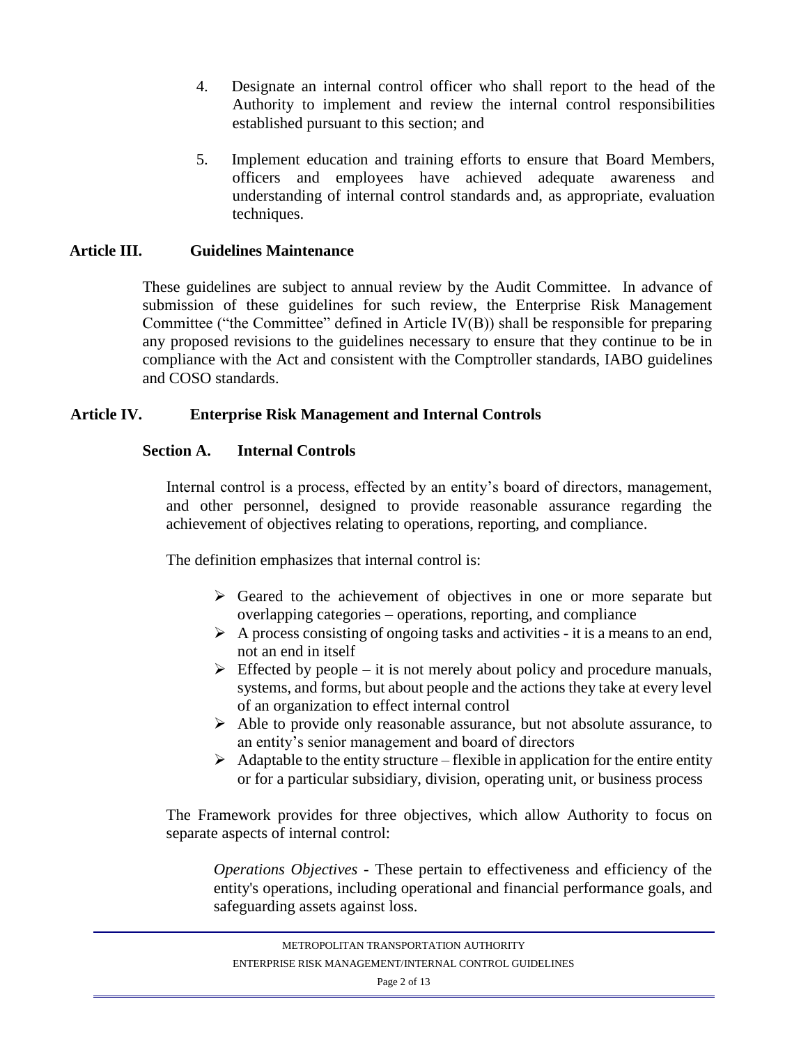4. Designate an internal control officer who shall report to the head of the Authority to implement and review the internal control responsibilities established pursuant to this section; and

5. Implement education and training efforts to ensure that Board Members, officers and employees have achieved adequate awareness and understanding of internal control standards and, as appropriate, evaluation techniques.

## Article III. Guidelines Maintenance

These guidelines are subject to annual review by the Audit Committee. In advance of submission of these guidelines for such review, the Enterprise Risk Management Committee ("the Committee" defined in Article IV(B)) shall be responsible for preparing any proposed revisions to the guidelines necessary to ensure that they continue to be in compliance with the Act and consistent with the Comptroller standards, IABO guidelines and COSO standards.

## Article IV. Enterprise Risk Management and Internal Controls

### Section A. Internal Controls

Internal control is a process, effected by an entity's board of directors, management, and other personnel, designed to provide reasonable assurance regarding the achievement of objectives relating to operations, reporting, and compliance.

The definition emphasizes that internal control is:

- Geared to the achievement of objectives in one or more separate but overlapping categories – operations, reporting, and compliance
- A process consisting of ongoing tasks and activities - it is a means to an end, not an end in itself
- Effected by people – it is not merely about policy and procedure manuals, systems, and forms, but about people and the actions they take at every level of an organization to effect internal control
- Able to provide only reasonable assurance, but not absolute assurance, to an entity's senior management and board of directors
- Adaptable to the entity structure – flexible in application for the entire entity or for a particular subsidiary, division, operating unit, or business process

The Framework provides for three objectives, which allow Authority to focus on separate aspects of internal control:

*Operations Objectives* - These pertain to effectiveness and efficiency of the entity's operations, including operational and financial performance goals, and safeguarding assets against loss.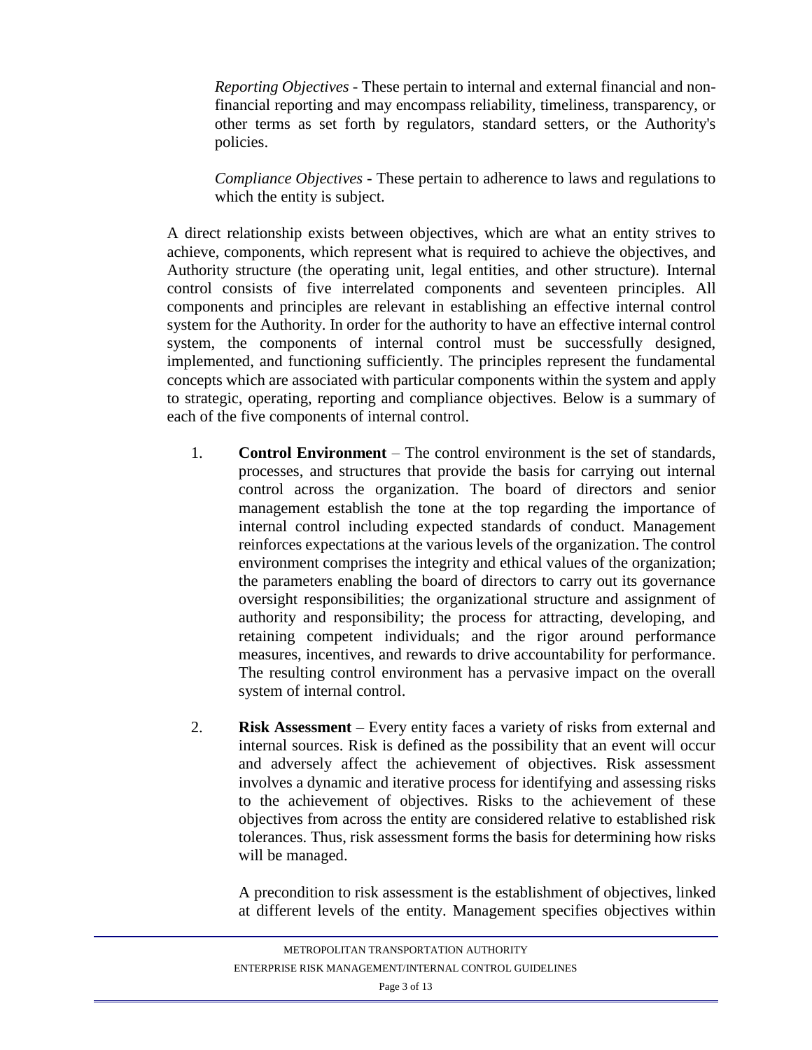*Reporting Objectives* - These pertain to internal and external financial and non-financial reporting and may encompass reliability, timeliness, transparency, or other terms as set forth by regulators, standard setters, or the Authority's policies.

*Compliance Objectives* - These pertain to adherence to laws and regulations to which the entity is subject.

A direct relationship exists between objectives, which are what an entity strives to achieve, components, which represent what is required to achieve the objectives, and Authority structure (the operating unit, legal entities, and other structure). Internal control consists of five interrelated components and seventeen principles. All components and principles are relevant in establishing an effective internal control system for the Authority. In order for the authority to have an effective internal control system, the components of internal control must be successfully designed, implemented, and functioning sufficiently. The principles represent the fundamental concepts which are associated with particular components within the system and apply to strategic, operating, reporting and compliance objectives. Below is a summary of each of the five components of internal control.

1. **Control Environment** – The control environment is the set of standards, processes, and structures that provide the basis for carrying out internal control across the organization. The board of directors and senior management establish the tone at the top regarding the importance of internal control including expected standards of conduct. Management reinforces expectations at the various levels of the organization. The control environment comprises the integrity and ethical values of the organization; the parameters enabling the board of directors to carry out its governance oversight responsibilities; the organizational structure and assignment of authority and responsibility; the process for attracting, developing, and retaining competent individuals; and the rigor around performance measures, incentives, and rewards to drive accountability for performance. The resulting control environment has a pervasive impact on the overall system of internal control.

2. **Risk Assessment** – Every entity faces a variety of risks from external and internal sources. Risk is defined as the possibility that an event will occur and adversely affect the achievement of objectives. Risk assessment involves a dynamic and iterative process for identifying and assessing risks to the achievement of objectives. Risks to the achievement of these objectives from across the entity are considered relative to established risk tolerances. Thus, risk assessment forms the basis for determining how risks will be managed.

   A precondition to risk assessment is the establishment of objectives, linked at different levels of the entity. Management specifies objectives within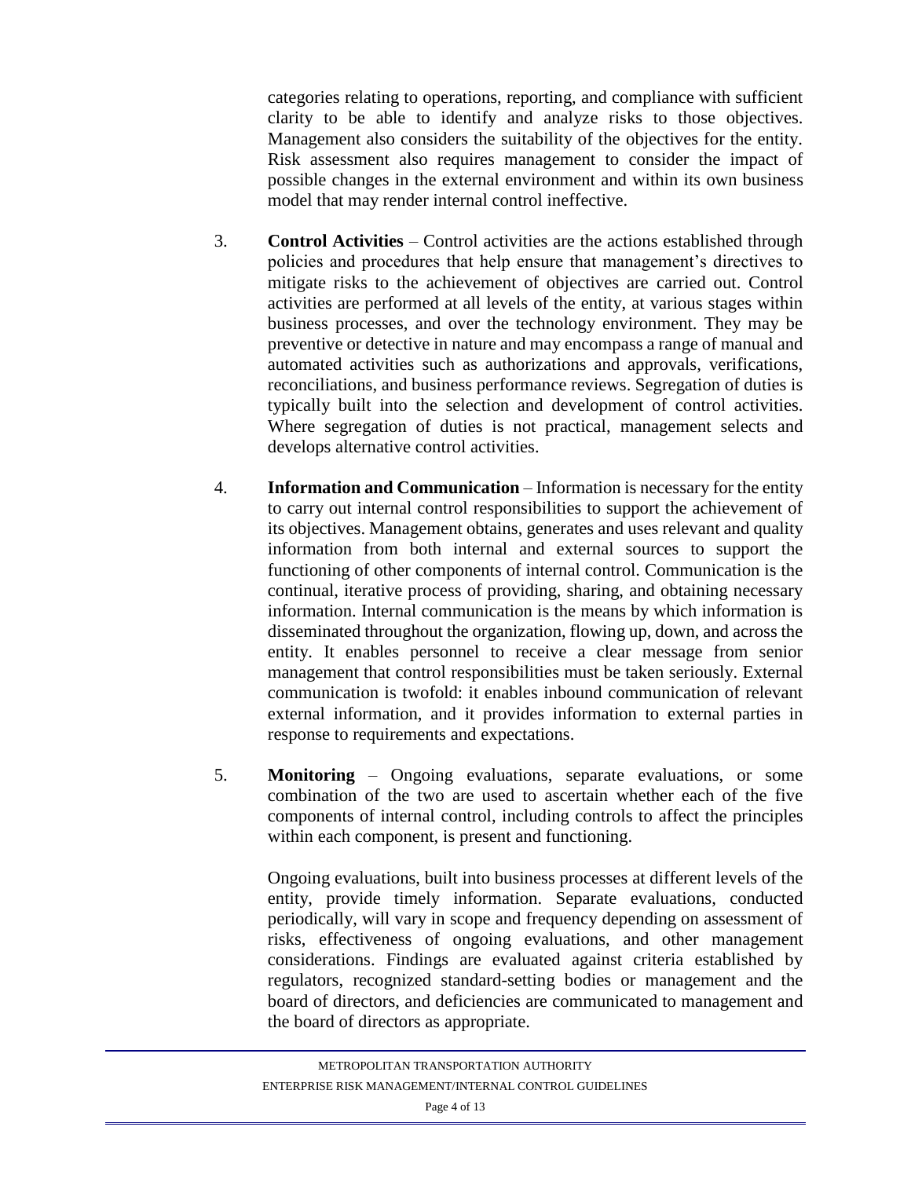categories relating to operations, reporting, and compliance with sufficient clarity to be able to identify and analyze risks to those objectives. Management also considers the suitability of the objectives for the entity. Risk assessment also requires management to consider the impact of possible changes in the external environment and within its own business model that may render internal control ineffective.

3. **Control Activities** – Control activities are the actions established through policies and procedures that help ensure that management's directives to mitigate risks to the achievement of objectives are carried out. Control activities are performed at all levels of the entity, at various stages within business processes, and over the technology environment. They may be preventive or detective in nature and may encompass a range of manual and automated activities such as authorizations and approvals, verifications, reconciliations, and business performance reviews. Segregation of duties is typically built into the selection and development of control activities. Where segregation of duties is not practical, management selects and develops alternative control activities.

4. **Information and Communication** – Information is necessary for the entity to carry out internal control responsibilities to support the achievement of its objectives. Management obtains, generates and uses relevant and quality information from both internal and external sources to support the functioning of other components of internal control. Communication is the continual, iterative process of providing, sharing, and obtaining necessary information. Internal communication is the means by which information is disseminated throughout the organization, flowing up, down, and across the entity. It enables personnel to receive a clear message from senior management that control responsibilities must be taken seriously. External communication is twofold: it enables inbound communication of relevant external information, and it provides information to external parties in response to requirements and expectations.

5. **Monitoring** – Ongoing evaluations, separate evaluations, or some combination of the two are used to ascertain whether each of the five components of internal control, including controls to affect the principles within each component, is present and functioning.

   Ongoing evaluations, built into business processes at different levels of the entity, provide timely information. Separate evaluations, conducted periodically, will vary in scope and frequency depending on assessment of risks, effectiveness of ongoing evaluations, and other management considerations. Findings are evaluated against criteria established by regulators, recognized standard-setting bodies or management and the board of directors, and deficiencies are communicated to management and the board of directors as appropriate.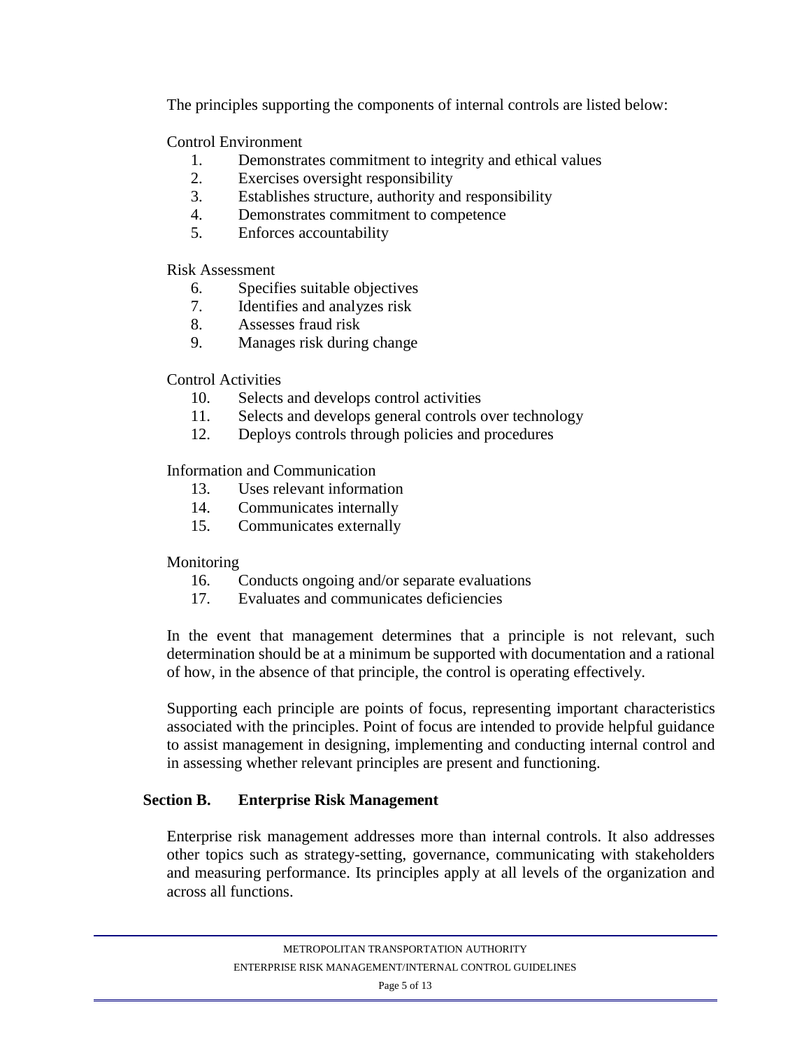The principles supporting the components of internal controls are listed below:

Control Environment

1. Demonstrates commitment to integrity and ethical values
2. Exercises oversight responsibility
3. Establishes structure, authority and responsibility
4. Demonstrates commitment to competence
5. Enforces accountability

Risk Assessment

6. Specifies suitable objectives
7. Identifies and analyzes risk
8. Assesses fraud risk
9. Manages risk during change

Control Activities

10. Selects and develops control activities
11. Selects and develops general controls over technology
12. Deploys controls through policies and procedures

Information and Communication

13. Uses relevant information
14. Communicates internally
15. Communicates externally

Monitoring

16. Conducts ongoing and/or separate evaluations
17. Evaluates and communicates deficiencies

In the event that management determines that a principle is not relevant, such determination should be at a minimum be supported with documentation and a rational of how, in the absence of that principle, the control is operating effectively.

Supporting each principle are points of focus, representing important characteristics associated with the principles. Point of focus are intended to provide helpful guidance to assist management in designing, implementing and conducting internal control and in assessing whether relevant principles are present and functioning.

## Section B. Enterprise Risk Management

Enterprise risk management addresses more than internal controls. It also addresses other topics such as strategy-setting, governance, communicating with stakeholders and measuring performance. Its principles apply at all levels of the organization and across all functions.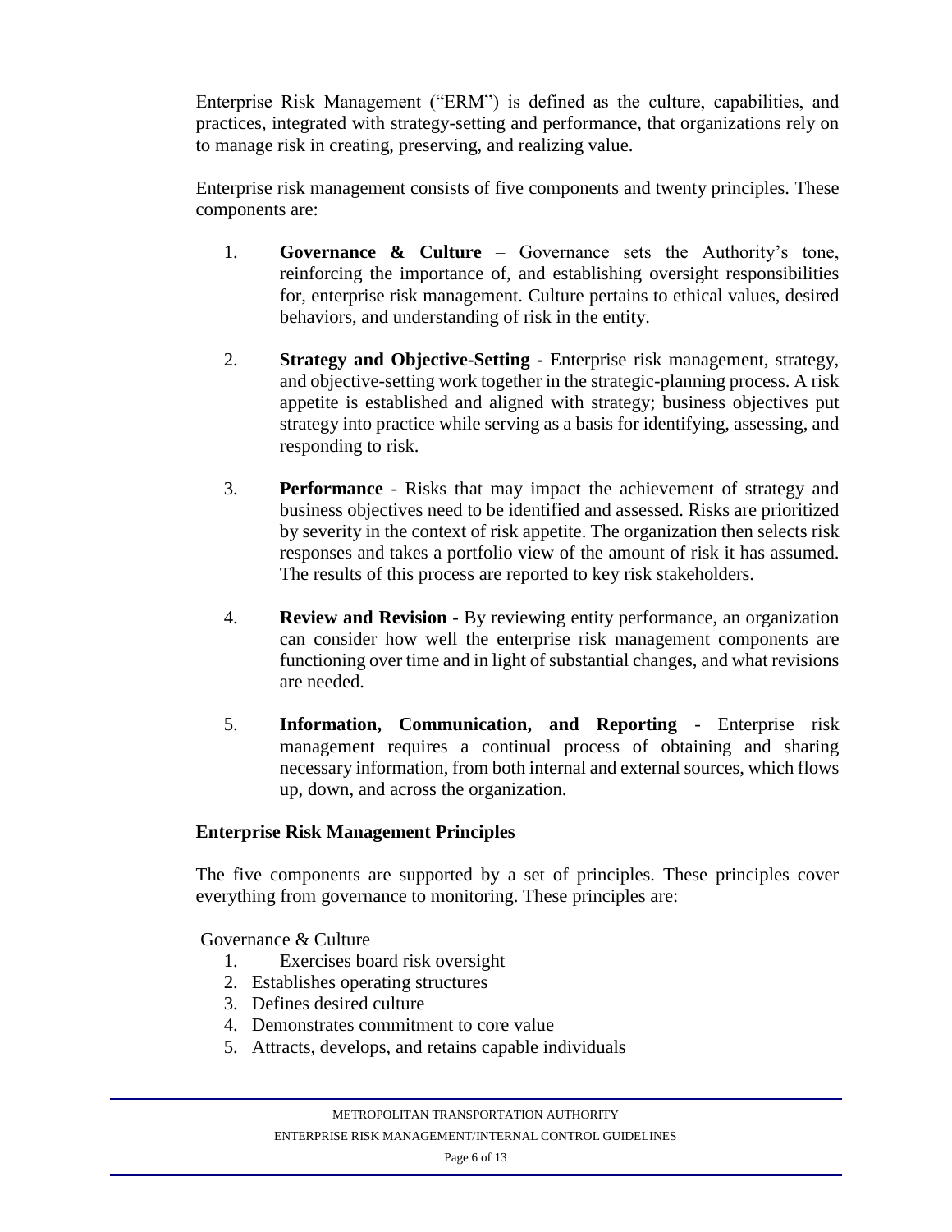Enterprise Risk Management ("ERM") is defined as the culture, capabilities, and practices, integrated with strategy-setting and performance, that organizations rely on to manage risk in creating, preserving, and realizing value.

Enterprise risk management consists of five components and twenty principles. These components are:

1. **Governance & Culture** – Governance sets the Authority's tone, reinforcing the importance of, and establishing oversight responsibilities for, enterprise risk management. Culture pertains to ethical values, desired behaviors, and understanding of risk in the entity.

2. **Strategy and Objective-Setting -** Enterprise risk management, strategy, and objective-setting work together in the strategic-planning process. A risk appetite is established and aligned with strategy; business objectives put strategy into practice while serving as a basis for identifying, assessing, and responding to risk.

3. **Performance** - Risks that may impact the achievement of strategy and business objectives need to be identified and assessed. Risks are prioritized by severity in the context of risk appetite. The organization then selects risk responses and takes a portfolio view of the amount of risk it has assumed. The results of this process are reported to key risk stakeholders.

4. **Review and Revision** - By reviewing entity performance, an organization can consider how well the enterprise risk management components are functioning over time and in light of substantial changes, and what revisions are needed.

5. **Information, Communication, and Reporting** - Enterprise risk management requires a continual process of obtaining and sharing necessary information, from both internal and external sources, which flows up, down, and across the organization.

### Enterprise Risk Management Principles

The five components are supported by a set of principles. These principles cover everything from governance to monitoring. These principles are:

Governance & Culture

1. Exercises board risk oversight
2. Establishes operating structures
3. Defines desired culture
4. Demonstrates commitment to core value
5. Attracts, develops, and retains capable individuals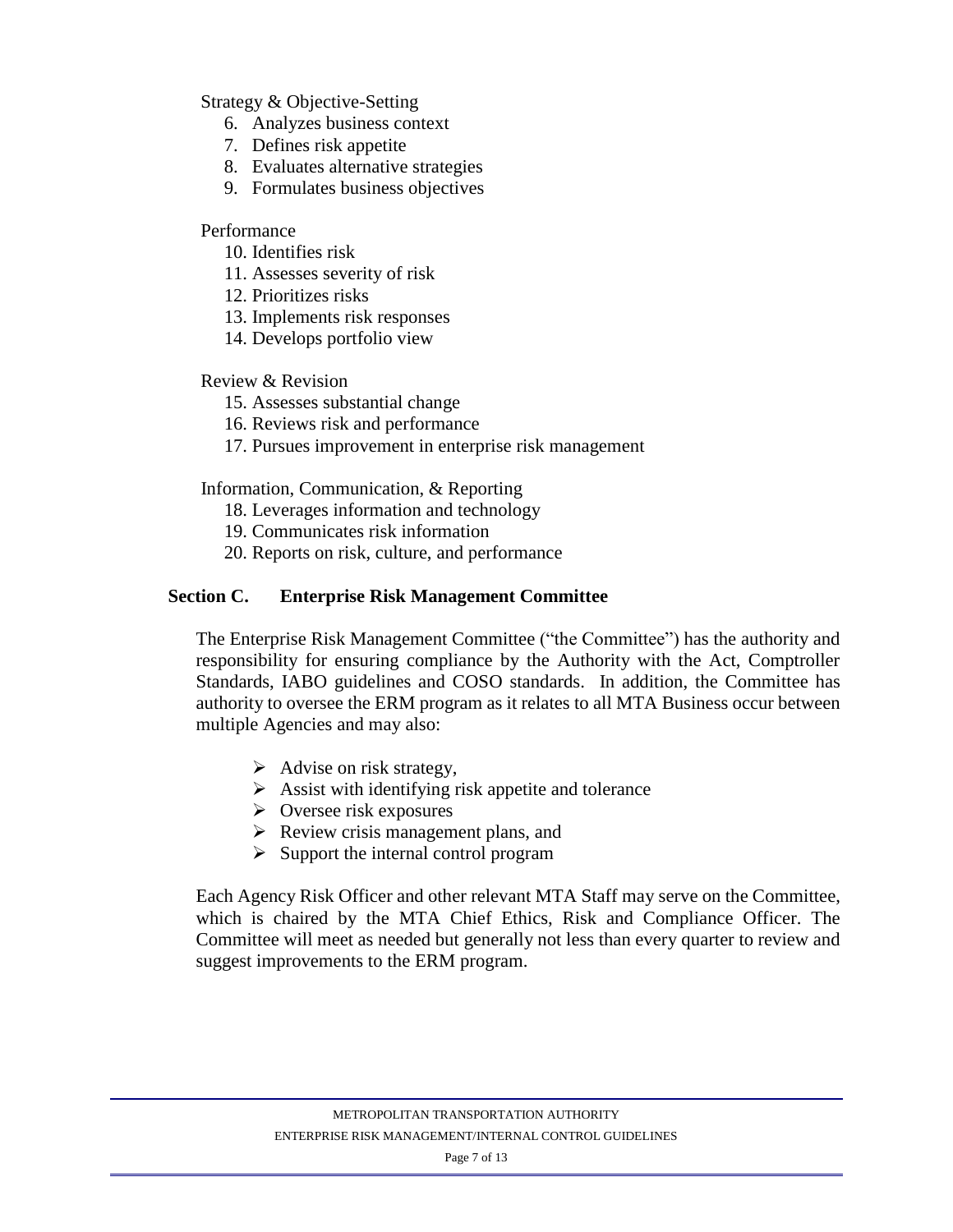Strategy & Objective-Setting

6. Analyzes business context
7. Defines risk appetite
8. Evaluates alternative strategies
9. Formulates business objectives

Performance

10. Identifies risk
11. Assesses severity of risk
12. Prioritizes risks
13. Implements risk responses
14. Develops portfolio view

Review & Revision

15. Assesses substantial change
16. Reviews risk and performance
17. Pursues improvement in enterprise risk management

Information, Communication, & Reporting

18. Leverages information and technology
19. Communicates risk information
20. Reports on risk, culture, and performance

## Section C. Enterprise Risk Management Committee

The Enterprise Risk Management Committee ("the Committee") has the authority and responsibility for ensuring compliance by the Authority with the Act, Comptroller Standards, IABO guidelines and COSO standards. In addition, the Committee has authority to oversee the ERM program as it relates to all MTA Business occur between multiple Agencies and may also:

- Advise on risk strategy,
- Assist with identifying risk appetite and tolerance
- Oversee risk exposures
- Review crisis management plans, and
- Support the internal control program

Each Agency Risk Officer and other relevant MTA Staff may serve on the Committee, which is chaired by the MTA Chief Ethics, Risk and Compliance Officer. The Committee will meet as needed but generally not less than every quarter to review and suggest improvements to the ERM program.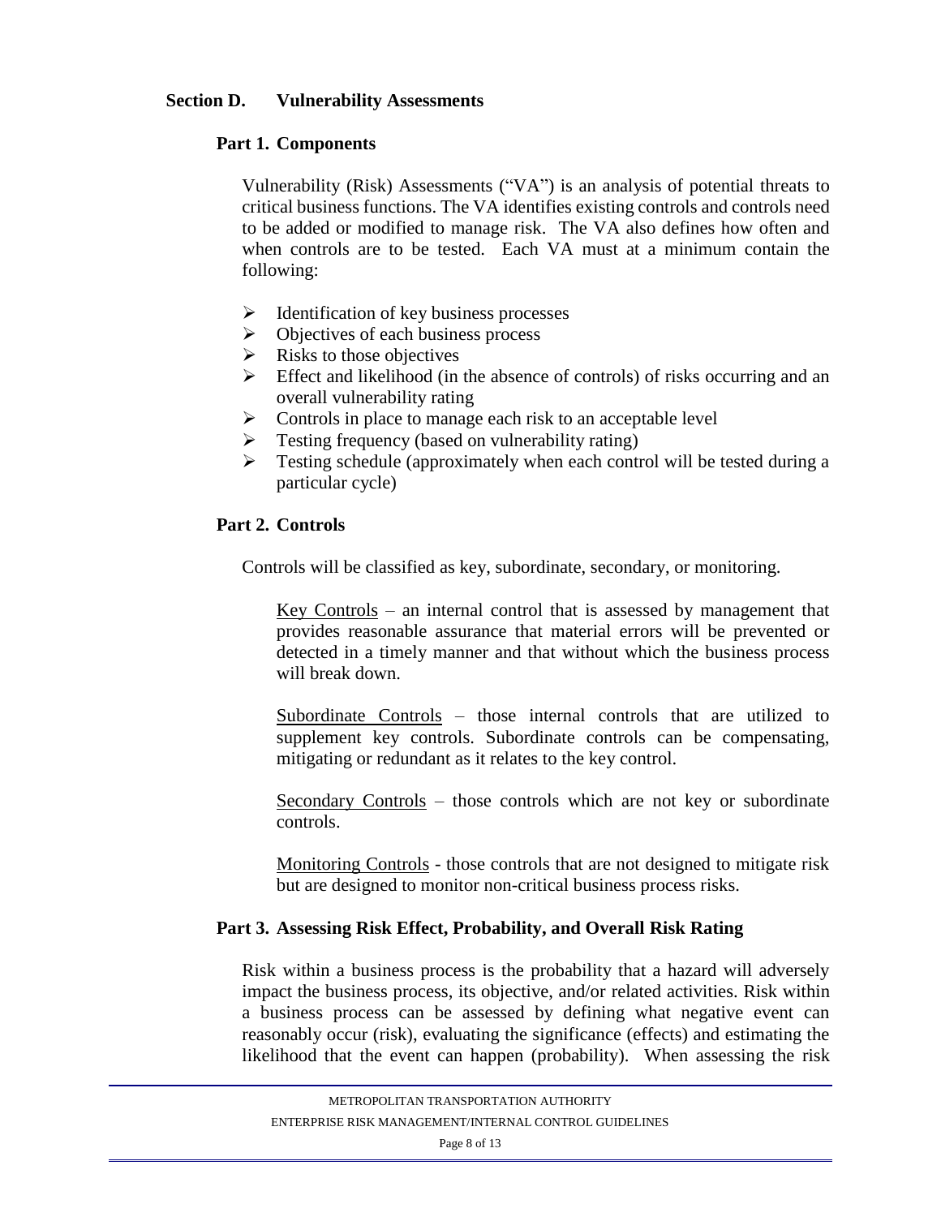## Section D. Vulnerability Assessments

### Part 1. Components

Vulnerability (Risk) Assessments ("VA") is an analysis of potential threats to critical business functions. The VA identifies existing controls and controls need to be added or modified to manage risk. The VA also defines how often and when controls are to be tested. Each VA must at a minimum contain the following:

- Identification of key business processes
- Objectives of each business process
- Risks to those objectives
- Effect and likelihood (in the absence of controls) of risks occurring and an overall vulnerability rating
- Controls in place to manage each risk to an acceptable level
- Testing frequency (based on vulnerability rating)
- Testing schedule (approximately when each control will be tested during a particular cycle)

### Part 2. Controls

Controls will be classified as key, subordinate, secondary, or monitoring.

Key Controls – an internal control that is assessed by management that provides reasonable assurance that material errors will be prevented or detected in a timely manner and that without which the business process will break down.

Subordinate Controls – those internal controls that are utilized to supplement key controls. Subordinate controls can be compensating, mitigating or redundant as it relates to the key control.

Secondary Controls – those controls which are not key or subordinate controls.

Monitoring Controls - those controls that are not designed to mitigate risk but are designed to monitor non-critical business process risks.

### Part 3. Assessing Risk Effect, Probability, and Overall Risk Rating

Risk within a business process is the probability that a hazard will adversely impact the business process, its objective, and/or related activities. Risk within a business process can be assessed by defining what negative event can reasonably occur (risk), evaluating the significance (effects) and estimating the likelihood that the event can happen (probability). When assessing the risk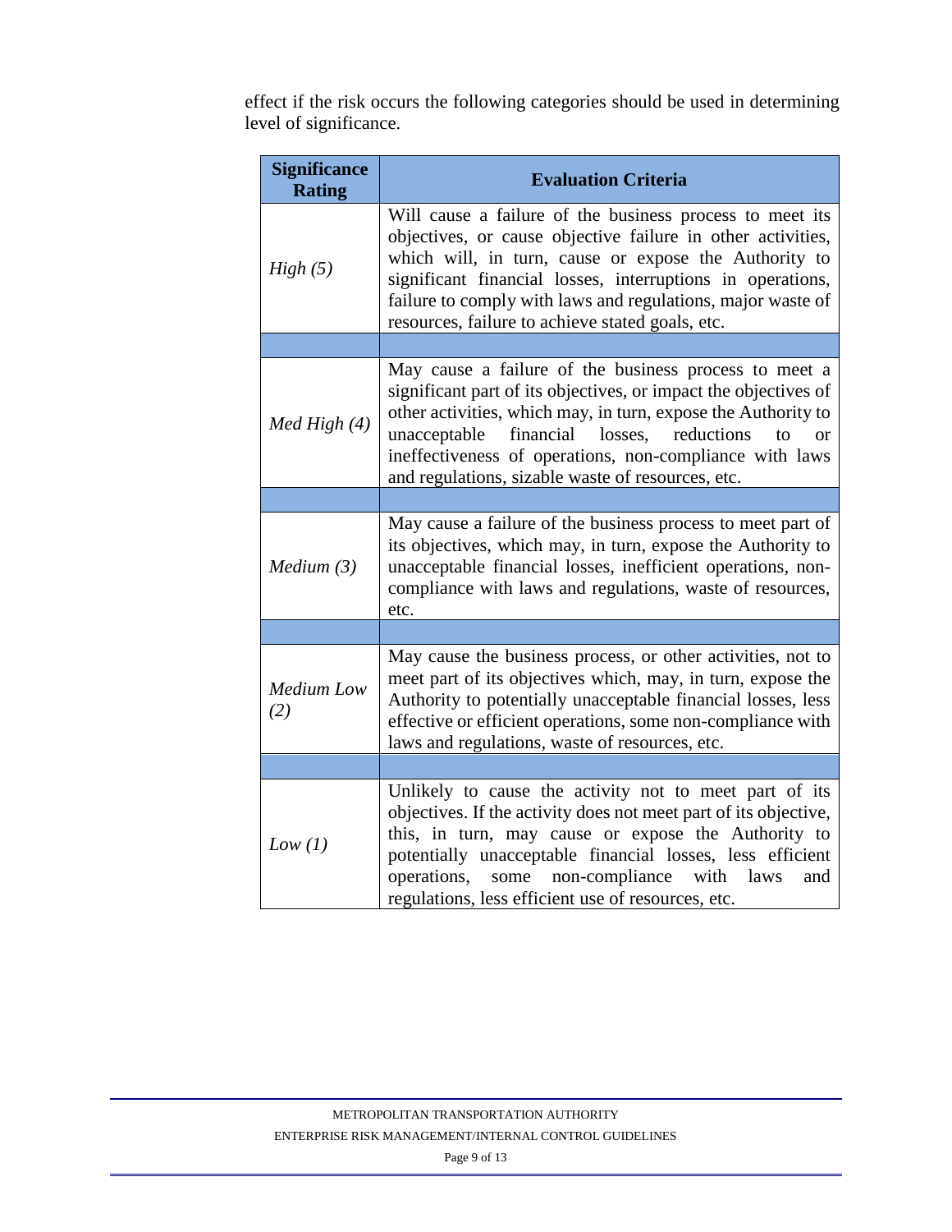effect if the risk occurs the following categories should be used in determining level of significance.

| Significance Rating | Evaluation Criteria |
|---|---|
| *High (5)* | Will cause a failure of the business process to meet its objectives, or cause objective failure in other activities, which will, in turn, cause or expose the Authority to significant financial losses, interruptions in operations, failure to comply with laws and regulations, major waste of resources, failure to achieve stated goals, etc. |
| | |
| *Med High (4)* | May cause a failure of the business process to meet a significant part of its objectives, or impact the objectives of other activities, which may, in turn, expose the Authority to unacceptable financial losses, reductions to or ineffectiveness of operations, non-compliance with laws and regulations, sizable waste of resources, etc. |
| | |
| *Medium (3)* | May cause a failure of the business process to meet part of its objectives, which may, in turn, expose the Authority to unacceptable financial losses, inefficient operations, non-compliance with laws and regulations, waste of resources, etc. |
| | |
| *Medium Low (2)* | May cause the business process, or other activities, not to meet part of its objectives which, may, in turn, expose the Authority to potentially unacceptable financial losses, less effective or efficient operations, some non-compliance with laws and regulations, waste of resources, etc. |
| | |
| *Low (1)* | Unlikely to cause the activity not to meet part of its objectives. If the activity does not meet part of its objective, this, in turn, may cause or expose the Authority to potentially unacceptable financial losses, less efficient operations, some non-compliance with laws and regulations, less efficient use of resources, etc. |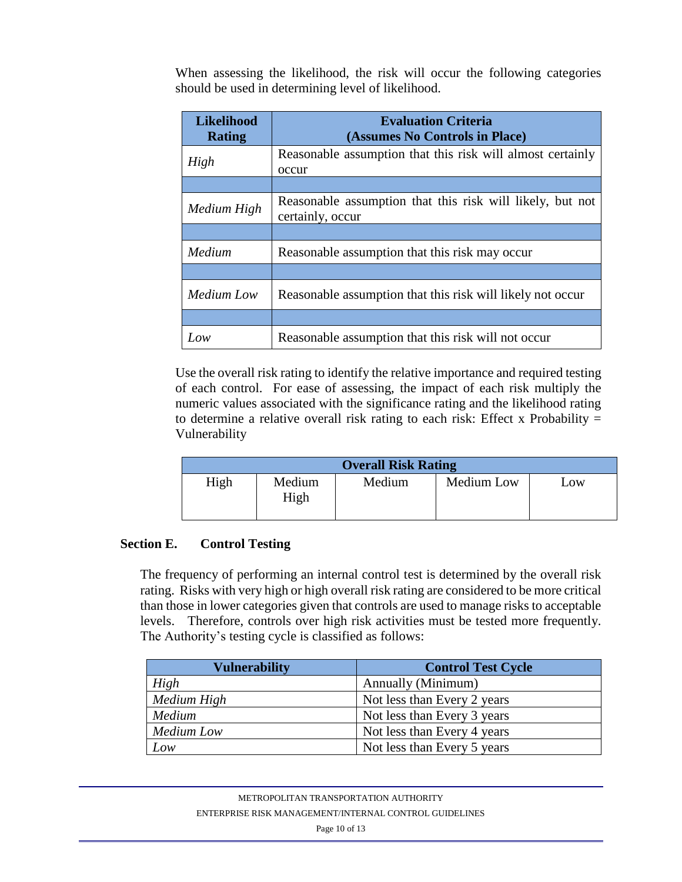When assessing the likelihood, the risk will occur the following categories should be used in determining level of likelihood.

| Likelihood Rating | Evaluation Criteria (Assumes No Controls in Place) |
|---|---|
| *High* | Reasonable assumption that this risk will almost certainly occur |
| | |
| *Medium High* | Reasonable assumption that this risk will likely, but not certainly, occur |
| | |
| *Medium* | Reasonable assumption that this risk may occur |
| | |
| *Medium Low* | Reasonable assumption that this risk will likely not occur |
| | |
| *Low* | Reasonable assumption that this risk will not occur |

Use the overall risk rating to identify the relative importance and required testing of each control. For ease of assessing, the impact of each risk multiply the numeric values associated with the significance rating and the likelihood rating to determine a relative overall risk rating to each risk: Effect x Probability = Vulnerability

| Overall Risk Rating | | | | |
|---|---|---|---|---|
| High | Medium High | Medium | Medium Low | Low |

## Section E. Control Testing

The frequency of performing an internal control test is determined by the overall risk rating. Risks with very high or high overall risk rating are considered to be more critical than those in lower categories given that controls are used to manage risks to acceptable levels. Therefore, controls over high risk activities must be tested more frequently. The Authority's testing cycle is classified as follows:

| Vulnerability | Control Test Cycle |
|---|---|
| *High* | Annually (Minimum) |
| *Medium High* | Not less than Every 2 years |
| *Medium* | Not less than Every 3 years |
| *Medium Low* | Not less than Every 4 years |
| *Low* | Not less than Every 5 years |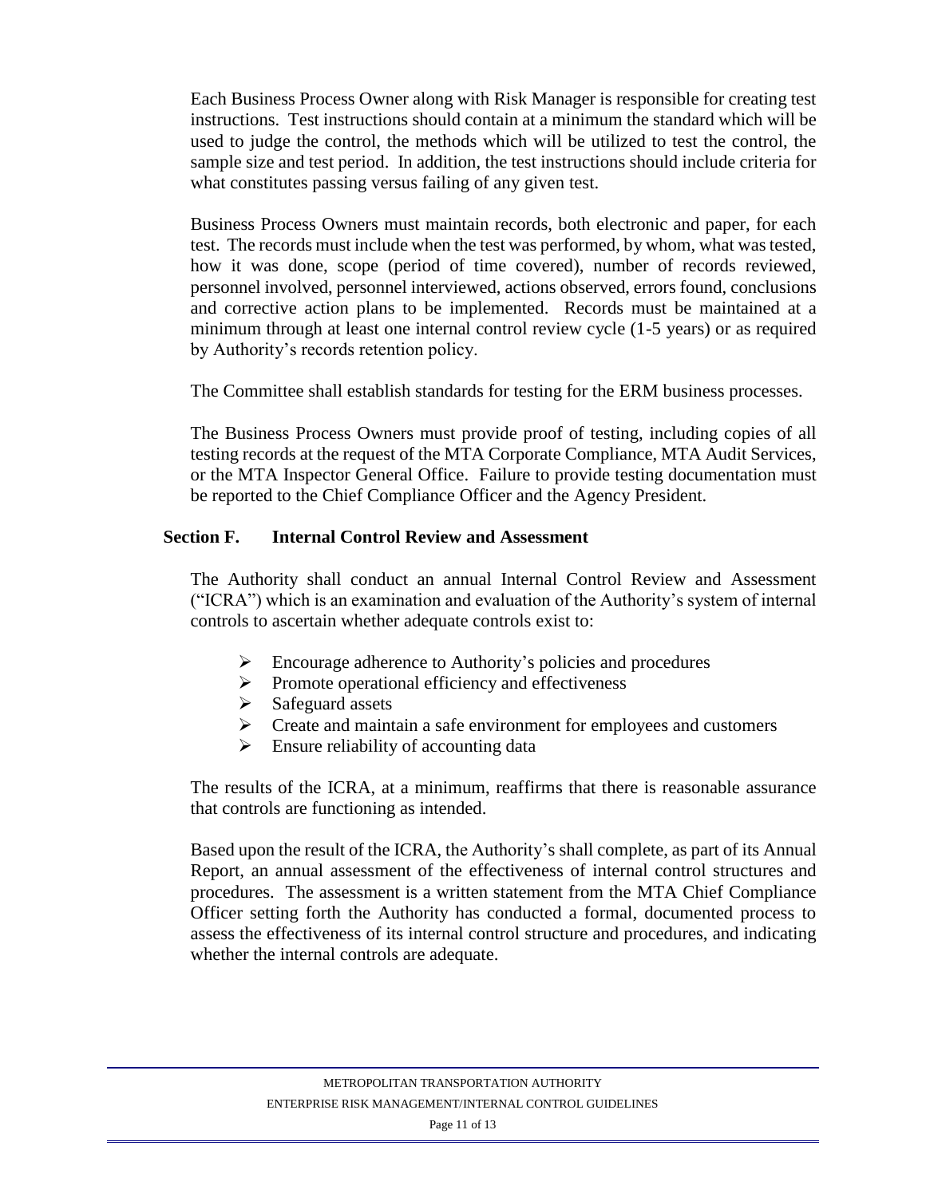Each Business Process Owner along with Risk Manager is responsible for creating test instructions. Test instructions should contain at a minimum the standard which will be used to judge the control, the methods which will be utilized to test the control, the sample size and test period. In addition, the test instructions should include criteria for what constitutes passing versus failing of any given test.

Business Process Owners must maintain records, both electronic and paper, for each test. The records must include when the test was performed, by whom, what was tested, how it was done, scope (period of time covered), number of records reviewed, personnel involved, personnel interviewed, actions observed, errors found, conclusions and corrective action plans to be implemented. Records must be maintained at a minimum through at least one internal control review cycle (1-5 years) or as required by Authority's records retention policy.

The Committee shall establish standards for testing for the ERM business processes.

The Business Process Owners must provide proof of testing, including copies of all testing records at the request of the MTA Corporate Compliance, MTA Audit Services, or the MTA Inspector General Office. Failure to provide testing documentation must be reported to the Chief Compliance Officer and the Agency President.

## Section F. Internal Control Review and Assessment

The Authority shall conduct an annual Internal Control Review and Assessment ("ICRA") which is an examination and evaluation of the Authority's system of internal controls to ascertain whether adequate controls exist to:

- Encourage adherence to Authority's policies and procedures
- Promote operational efficiency and effectiveness
- Safeguard assets
- Create and maintain a safe environment for employees and customers
- Ensure reliability of accounting data

The results of the ICRA, at a minimum, reaffirms that there is reasonable assurance that controls are functioning as intended.

Based upon the result of the ICRA, the Authority's shall complete, as part of its Annual Report, an annual assessment of the effectiveness of internal control structures and procedures. The assessment is a written statement from the MTA Chief Compliance Officer setting forth the Authority has conducted a formal, documented process to assess the effectiveness of its internal control structure and procedures, and indicating whether the internal controls are adequate.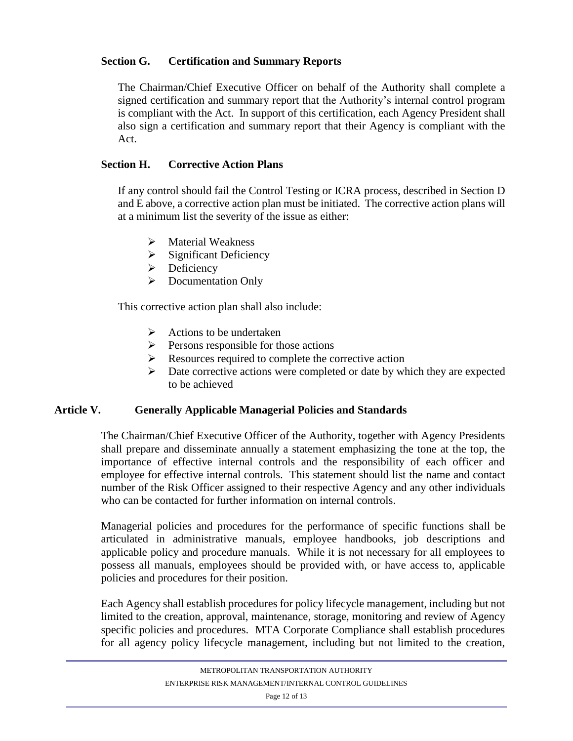### Section G. Certification and Summary Reports

The Chairman/Chief Executive Officer on behalf of the Authority shall complete a signed certification and summary report that the Authority's internal control program is compliant with the Act. In support of this certification, each Agency President shall also sign a certification and summary report that their Agency is compliant with the Act.

### Section H. Corrective Action Plans

If any control should fail the Control Testing or ICRA process, described in Section D and E above, a corrective action plan must be initiated. The corrective action plans will at a minimum list the severity of the issue as either:

- Material Weakness
- Significant Deficiency
- Deficiency
- Documentation Only

This corrective action plan shall also include:

- Actions to be undertaken
- Persons responsible for those actions
- Resources required to complete the corrective action
- Date corrective actions were completed or date by which they are expected to be achieved

## Article V. Generally Applicable Managerial Policies and Standards

The Chairman/Chief Executive Officer of the Authority, together with Agency Presidents shall prepare and disseminate annually a statement emphasizing the tone at the top, the importance of effective internal controls and the responsibility of each officer and employee for effective internal controls. This statement should list the name and contact number of the Risk Officer assigned to their respective Agency and any other individuals who can be contacted for further information on internal controls.

Managerial policies and procedures for the performance of specific functions shall be articulated in administrative manuals, employee handbooks, job descriptions and applicable policy and procedure manuals. While it is not necessary for all employees to possess all manuals, employees should be provided with, or have access to, applicable policies and procedures for their position.

Each Agency shall establish procedures for policy lifecycle management, including but not limited to the creation, approval, maintenance, storage, monitoring and review of Agency specific policies and procedures. MTA Corporate Compliance shall establish procedures for all agency policy lifecycle management, including but not limited to the creation,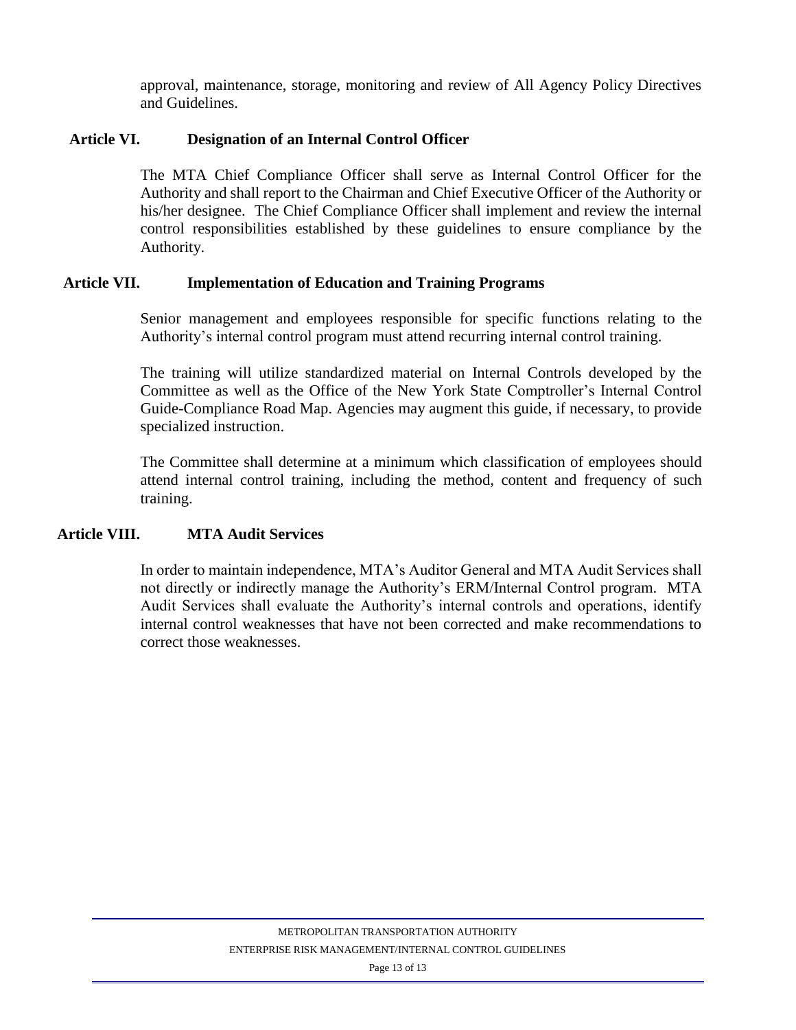approval, maintenance, storage, monitoring and review of All Agency Policy Directives and Guidelines.

## Article VI. Designation of an Internal Control Officer

The MTA Chief Compliance Officer shall serve as Internal Control Officer for the Authority and shall report to the Chairman and Chief Executive Officer of the Authority or his/her designee. The Chief Compliance Officer shall implement and review the internal control responsibilities established by these guidelines to ensure compliance by the Authority.

## Article VII. Implementation of Education and Training Programs

Senior management and employees responsible for specific functions relating to the Authority's internal control program must attend recurring internal control training.

The training will utilize standardized material on Internal Controls developed by the Committee as well as the Office of the New York State Comptroller's Internal Control Guide-Compliance Road Map. Agencies may augment this guide, if necessary, to provide specialized instruction.

The Committee shall determine at a minimum which classification of employees should attend internal control training, including the method, content and frequency of such training.

## Article VIII. MTA Audit Services

In order to maintain independence, MTA's Auditor General and MTA Audit Services shall not directly or indirectly manage the Authority's ERM/Internal Control program. MTA Audit Services shall evaluate the Authority's internal controls and operations, identify internal control weaknesses that have not been corrected and make recommendations to correct those weaknesses.